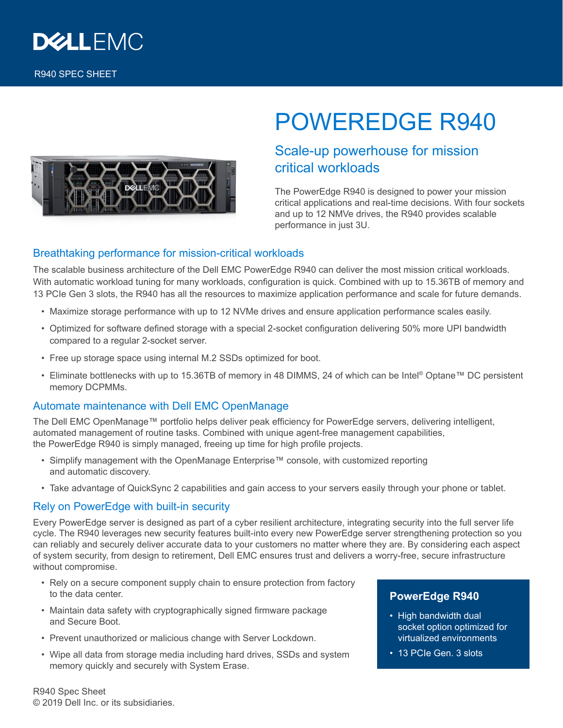DELL EMC

R940 SPEC SHEET

# POWEREDGE R940

## Scale-up powerhouse for mission critical workloads

The PowerEdge R940 is designed to power your mission critical applications and real-time decisions. With four sockets and up to 12 NMVe drives, the R940 provides scalable performance in just 3U.

### Breathtaking performance for mission-critical workloads

The scalable business architecture of the Dell EMC PowerEdge R940 can deliver the most mission critical workloads. With automatic workload tuning for many workloads, configuration is quick. Combined with up to 15.36TB of memory and 13 PCIe Gen 3 slots, the R940 has all the resources to maximize application performance and scale for future demands.

- Maximize storage performance with up to 12 NVMe drives and ensure application performance scales easily.
- Optimized for software defined storage with a special 2-socket configuration delivering 50% more UPI bandwidth compared to a regular 2-socket server.
- Free up storage space using internal M.2 SSDs optimized for boot.
- Eliminate bottlenecks with up to 15.36TB of memory in 48 DIMMS, 24 of which can be Intel® Optane™ DC persistent memory DCPMMs.

### Automate maintenance with Dell EMC OpenManage

The Dell EMC OpenManage™ portfolio helps deliver peak efficiency for PowerEdge servers, delivering intelligent, automated management of routine tasks. Combined with unique agent-free management capabilities, the PowerEdge R940 is simply managed, freeing up time for high profile projects.

- Simplify management with the OpenManage Enterprise™ console, with customized reporting and automatic discovery.
- Take advantage of QuickSync 2 capabilities and gain access to your servers easily through your phone or tablet.

### Rely on PowerEdge with built-in security

Every PowerEdge server is designed as part of a cyber resilient architecture, integrating security into the full server life cycle. The R940 leverages new security features built-into every new PowerEdge server strengthening protection so you can reliably and securely deliver accurate data to your customers no matter where they are. By considering each aspect of system security, from design to retirement, Dell EMC ensures trust and delivers a worry-free, secure infrastructure without compromise.

- Rely on a secure component supply chain to ensure protection from factory to the data center.
- Maintain data safety with cryptographically signed firmware package and Secure Boot.
- Prevent unauthorized or malicious change with Server Lockdown.
- Wipe all data from storage media including hard drives, SSDs and system memory quickly and securely with System Erase.

**PowerEdge R940**

- High bandwidth dual socket option optimized for virtualized environments
- 13 PCIe Gen. 3 slots

R940 Spec Sheet
© 2019 Dell Inc. or its subsidiaries.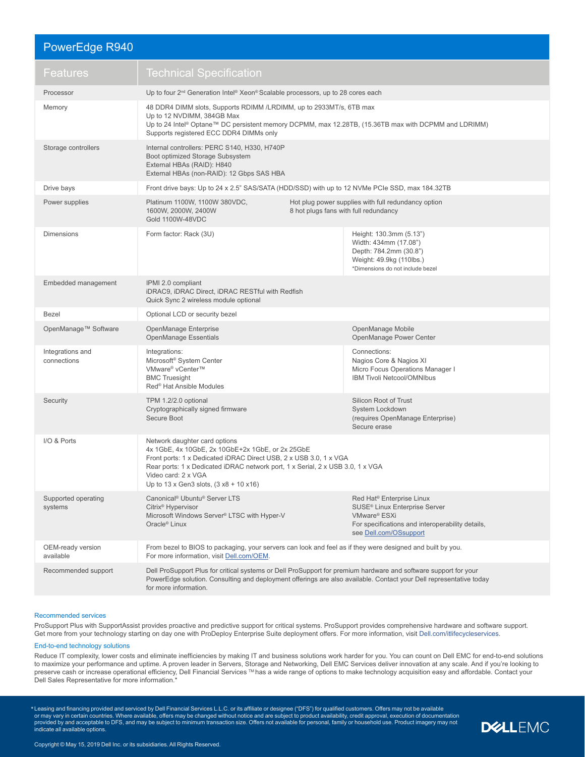## PowerEdge R940

| Features | Technical Specification | |
|---|---|---|
| Processor | Up to four 2nd Generation Intel® Xeon® Scalable processors, up to 28 cores each | |
| Memory | 48 DDR4 DIMM slots, Supports RDIMM /LRDIMM, up to 2933MT/s, 6TB max<br>Up to 12 NVDIMM, 384GB Max<br>Up to 24 Intel® Optane™ DC persistent memory DCPMM, max 12.28TB, (15.36TB max with DCPMM and LDRIMM)<br>Supports registered ECC DDR4 DIMMs only | |
| Storage controllers | Internal controllers: PERC S140, H330, H740P<br>Boot optimized Storage Subsystem<br>External HBAs (RAID): H840<br>External HBAs (non-RAID): 12 Gbps SAS HBA | |
| Drive bays | Front drive bays: Up to 24 x 2.5" SAS/SATA (HDD/SSD) with up to 12 NVMe PCIe SSD, max 184.32TB | |
| Power supplies | Platinum 1100W, 1100W 380VDC, 1600W, 2000W, 2400W<br>Gold 1100W-48VDC | Hot plug power supplies with full redundancy option<br>8 hot plugs fans with full redundancy |
| Dimensions | Form factor: Rack (3U) | Height: 130.3mm (5.13")<br>Width: 434mm (17.08")<br>Depth: 784.2mm (30.8")<br>Weight: 49.9kg (110lbs.)<br>*Dimensions do not include bezel |
| Embedded management | IPMI 2.0 compliant<br>iDRAC9, iDRAC Direct, iDRAC RESTful with Redfish<br>Quick Sync 2 wireless module optional | |
| Bezel | Optional LCD or security bezel | |
| OpenManage™ Software | OpenManage Enterprise<br>OpenManage Essentials | OpenManage Mobile<br>OpenManage Power Center |
| Integrations and connections | Integrations:<br>Microsoft® System Center<br>VMware® vCenter™<br>BMC Truesight<br>Red® Hat Ansible Modules | Connections:<br>Nagios Core & Nagios XI<br>Micro Focus Operations Manager I<br>IBM Tivoli Netcool/OMNIbus |
| Security | TPM 1.2/2.0 optional<br>Cryptographically signed firmware<br>Secure Boot | Silicon Root of Trust<br>System Lockdown<br>(requires OpenManage Enterprise)<br>Secure erase |
| I/O & Ports | Network daughter card options<br>4x 1GbE, 4x 10GbE, 2x 10GbE+2x 1GbE, or 2x 25GbE<br>Front ports: 1 x Dedicated iDRAC Direct USB, 2 x USB 3.0, 1 x VGA<br>Rear ports: 1 x Dedicated iDRAC network port, 1 x Serial, 2 x USB 3.0, 1 x VGA<br>Video card: 2 x VGA<br>Up to 13 x Gen3 slots, (3 x8 + 10 x16) | |
| Supported operating systems | Canonical® Ubuntu® Server LTS<br>Citrix® Hypervisor<br>Microsoft Windows Server® LTSC with Hyper-V<br>Oracle® Linux | Red Hat® Enterprise Linux<br>SUSE® Linux Enterprise Server<br>VMware® ESXi<br>For specifications and interoperability details, see Dell.com/OSsupport |
| OEM-ready version available | From bezel to BIOS to packaging, your servers can look and feel as if they were designed and built by you.<br>For more information, visit Dell.com/OEM. | |
| Recommended support | Dell ProSupport Plus for critical systems or Dell ProSupport for premium hardware and software support for your PowerEdge solution. Consulting and deployment offerings are also available. Contact your Dell representative today for more information. | |

### Recommended services

ProSupport Plus with SupportAssist provides proactive and predictive support for critical systems. ProSupport provides comprehensive hardware and software support. Get more from your technology starting on day one with ProDeploy Enterprise Suite deployment offers. For more information, visit Dell.com/itlifecycleservices.

### End-to-end technology solutions

Reduce IT complexity, lower costs and eliminate inefficiencies by making IT and business solutions work harder for you. You can count on Dell EMC for end-to-end solutions to maximize your performance and uptime. A proven leader in Servers, Storage and Networking, Dell EMC Services deliver innovation at any scale. And if you're looking to preserve cash or increase operational efficiency, Dell Financial Services ™ has a wide range of options to make technology acquisition easy and affordable. Contact your Dell Sales Representative for more information.*

* Leasing and financing provided and serviced by Dell Financial Services L.L.C. or its affiliate or designee ("DFS") for qualified customers. Offers may not be available or may vary in certain countries. Where available, offers may be changed without notice and are subject to product availability, credit approval, execution of documentation provided by and acceptable to DFS, and may be subject to minimum transaction size. Offers not available for personal, family or household use. Product imagery may not indicate all available options.

DELL EMC

Copyright © May 15, 2019 Dell Inc. or its subsidiaries. All Rights Reserved.